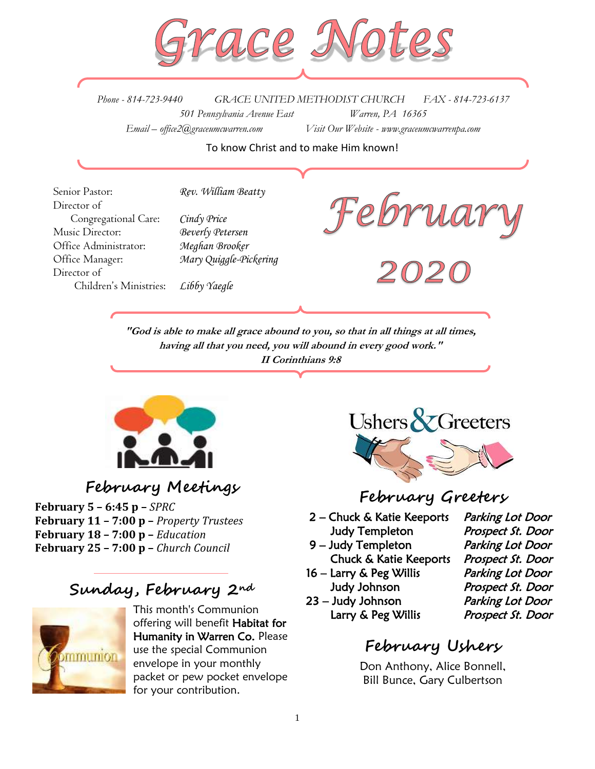# Grace Notes

Phone - 814-723-9440 GRACE UNITED METHODIST CHURCH FAX - 814-723-6137

501 Pennsylvania Avenue East Warren, PA 16365

Email – office2@graceumcwarren.com Visit Our Website - www.graceumcwarrenpa.com

To know Christ and to make Him known!

| | |
|---|---|
| Senior Pastor: | *Rev. William Beatty* |
| Director of Congregational Care: | *Cindy Price* |
| Music Director: | *Beverly Petersen* |
| Office Administrator: | *Meghan Brooker* |
| Office Manager: | *Mary Quiggle-Pickering* |
| Director of Children's Ministries: | *Libby Yaegle* |

# February 2020

***"God is able to make all grace abound to you, so that in all things at all times, having all that you need, you will abound in every good work."***
***II Corinthians 9:8***

## February Meetings

**February 5 – 6:45 p** – *SPRC*
**February 11 – 7:00 p** – *Property Trustees*
**February 18 – 7:00 p** – *Education*
**February 25 – 7:00 p** – *Church Council*

## Sunday, February 2nd

This month's Communion offering will benefit **Habitat for Humanity in Warren Co.** Please use the special Communion envelope in your monthly packet or pew pocket envelope for your contribution.

## Ushers & Greeters

## February Greeters

| | | |
|---|---|---|
| 2 | Chuck & Katie Keeports | *Parking Lot Door* |
| | Judy Templeton | *Prospect St. Door* |
| 9 | Judy Templeton | *Parking Lot Door* |
| | Chuck & Katie Keeports | *Prospect St. Door* |
| 16 | Larry & Peg Willis | *Parking Lot Door* |
| | Judy Johnson | *Prospect St. Door* |
| 23 | Judy Johnson | *Parking Lot Door* |
| | Larry & Peg Willis | *Prospect St. Door* |

## February Ushers

Don Anthony, Alice Bonnell, Bill Bunce, Gary Culbertson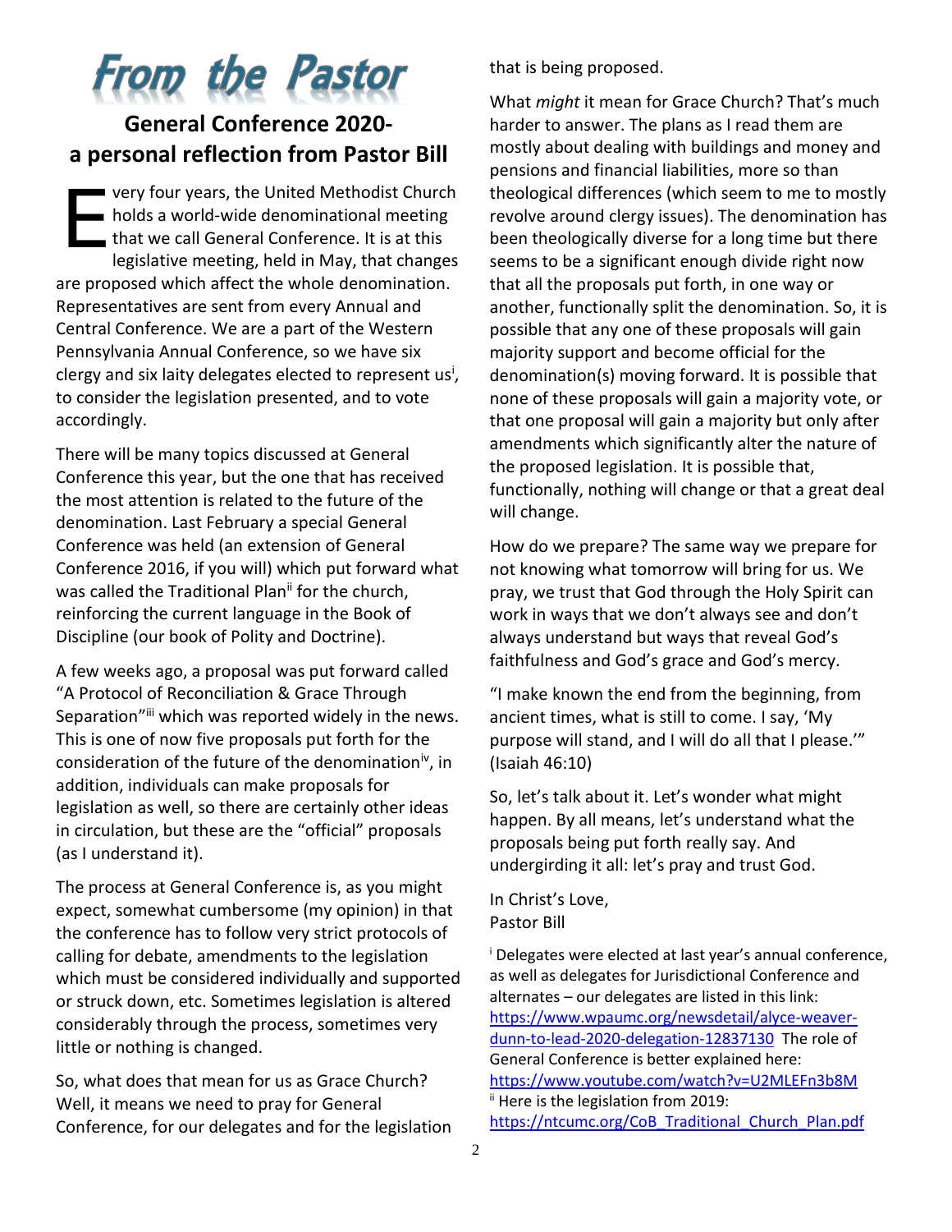# From the Pastor

## General Conference 2020- a personal reflection from Pastor Bill

Every four years, the United Methodist Church holds a world-wide denominational meeting that we call General Conference. It is at this legislative meeting, held in May, that changes are proposed which affect the whole denomination. Representatives are sent from every Annual and Central Conference. We are a part of the Western Pennsylvania Annual Conference, so we have six clergy and six laity delegates elected to represent us[i], to consider the legislation presented, and to vote accordingly.

There will be many topics discussed at General Conference this year, but the one that has received the most attention is related to the future of the denomination. Last February a special General Conference was held (an extension of General Conference 2016, if you will) which put forward what was called the Traditional Plan[ii] for the church, reinforcing the current language in the Book of Discipline (our book of Polity and Doctrine).

A few weeks ago, a proposal was put forward called "A Protocol of Reconciliation & Grace Through Separation"[iii] which was reported widely in the news. This is one of now five proposals put forth for the consideration of the future of the denomination[iv], in addition, individuals can make proposals for legislation as well, so there are certainly other ideas in circulation, but these are the "official" proposals (as I understand it).

The process at General Conference is, as you might expect, somewhat cumbersome (my opinion) in that the conference has to follow very strict protocols of calling for debate, amendments to the legislation which must be considered individually and supported or struck down, etc. Sometimes legislation is altered considerably through the process, sometimes very little or nothing is changed.

So, what does that mean for us as Grace Church? Well, it means we need to pray for General Conference, for our delegates and for the legislation that is being proposed.

What *might* it mean for Grace Church? That's much harder to answer. The plans as I read them are mostly about dealing with buildings and money and pensions and financial liabilities, more so than theological differences (which seem to me to mostly revolve around clergy issues). The denomination has been theologically diverse for a long time but there seems to be a significant enough divide right now that all the proposals put forth, in one way or another, functionally split the denomination. So, it is possible that any one of these proposals will gain majority support and become official for the denomination(s) moving forward. It is possible that none of these proposals will gain a majority vote, or that one proposal will gain a majority but only after amendments which significantly alter the nature of the proposed legislation. It is possible that, functionally, nothing will change or that a great deal will change.

How do we prepare? The same way we prepare for not knowing what tomorrow will bring for us. We pray, we trust that God through the Holy Spirit can work in ways that we don't always see and don't always understand but ways that reveal God's faithfulness and God's grace and God's mercy.

"I make known the end from the beginning, from ancient times, what is still to come. I say, 'My purpose will stand, and I will do all that I please.'" (Isaiah 46:10)

So, let's talk about it. Let's wonder what might happen. By all means, let's understand what the proposals being put forth really say. And undergirding it all: let's pray and trust God.

In Christ's Love,
Pastor Bill

[i] Delegates were elected at last year's annual conference, as well as delegates for Jurisdictional Conference and alternates – our delegates are listed in this link: https://www.wpaumc.org/newsdetail/alyce-weaver-dunn-to-lead-2020-delegation-12837130 The role of General Conference is better explained here: https://www.youtube.com/watch?v=U2MLEFn3b8M

[ii] Here is the legislation from 2019: https://ntcumc.org/CoB_Traditional_Church_Plan.pdf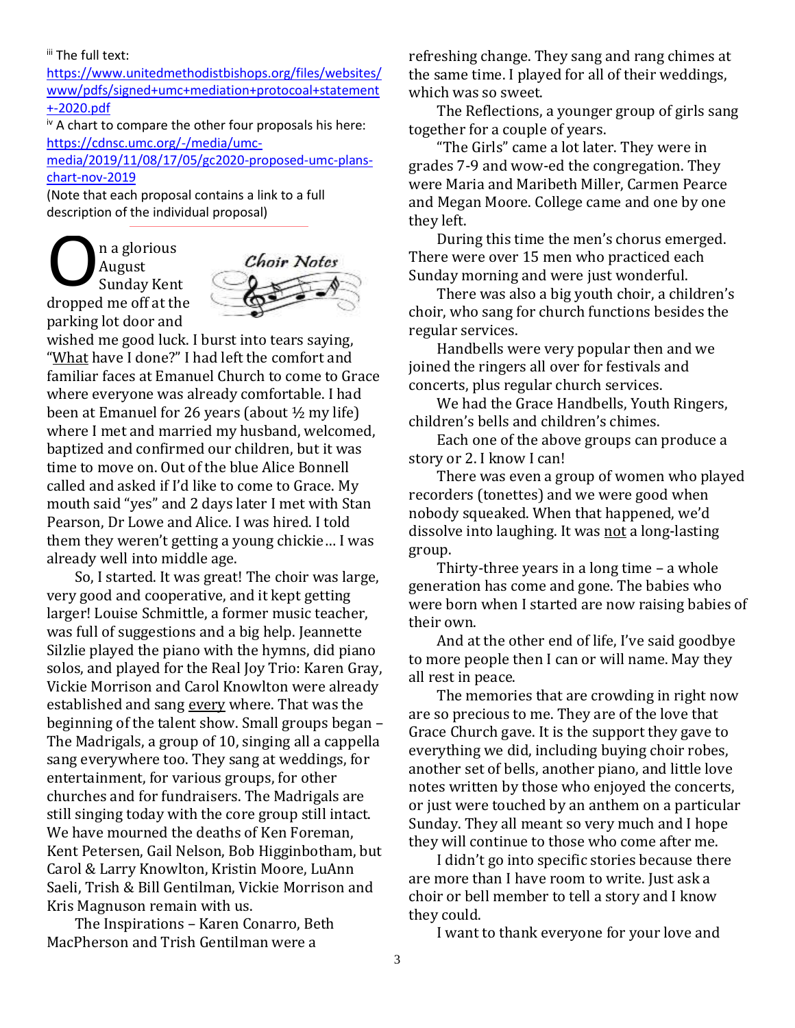[iii] The full text: https://www.unitedmethodistbishops.org/files/websites/www/pdfs/signed+umc+mediation+protocoal+statement+-2020.pdf

[iv] A chart to compare the other four proposals his here: https://cdnsc.umc.org/-/media/umc-media/2019/11/08/17/05/gc2020-proposed-umc-plans-chart-nov-2019

(Note that each proposal contains a link to a full description of the individual proposal)

## Choir Notes

On a glorious August Sunday Kent dropped me off at the parking lot door and wished me good luck. I burst into tears saying, "What have I done?" I had left the comfort and familiar faces at Emanuel Church to come to Grace where everyone was already comfortable. I had been at Emanuel for 26 years (about ½ my life) where I met and married my husband, welcomed, baptized and confirmed our children, but it was time to move on. Out of the blue Alice Bonnell called and asked if I'd like to come to Grace. My mouth said "yes" and 2 days later I met with Stan Pearson, Dr Lowe and Alice. I was hired. I told them they weren't getting a young chickie… I was already well into middle age.

So, I started. It was great! The choir was large, very good and cooperative, and it kept getting larger! Louise Schmittle, a former music teacher, was full of suggestions and a big help. Jeannette Silzlie played the piano with the hymns, did piano solos, and played for the Real Joy Trio: Karen Gray, Vickie Morrison and Carol Knowlton were already established and sang every where. That was the beginning of the talent show. Small groups began – The Madrigals, a group of 10, singing all a cappella sang everywhere too. They sang at weddings, for entertainment, for various groups, for other churches and for fundraisers. The Madrigals are still singing today with the core group still intact. We have mourned the deaths of Ken Foreman, Kent Petersen, Gail Nelson, Bob Higginbotham, but Carol & Larry Knowlton, Kristin Moore, LuAnn Saeli, Trish & Bill Gentilman, Vickie Morrison and Kris Magnuson remain with us.

The Inspirations – Karen Conarro, Beth MacPherson and Trish Gentilman were a refreshing change. They sang and rang chimes at the same time. I played for all of their weddings, which was so sweet.

The Reflections, a younger group of girls sang together for a couple of years.

"The Girls" came a lot later. They were in grades 7-9 and wow-ed the congregation. They were Maria and Maribeth Miller, Carmen Pearce and Megan Moore. College came and one by one they left.

During this time the men's chorus emerged. There were over 15 men who practiced each Sunday morning and were just wonderful.

There was also a big youth choir, a children's choir, who sang for church functions besides the regular services.

Handbells were very popular then and we joined the ringers all over for festivals and concerts, plus regular church services.

We had the Grace Handbells, Youth Ringers, children's bells and children's chimes.

Each one of the above groups can produce a story or 2. I know I can!

There was even a group of women who played recorders (tonettes) and we were good when nobody squeaked. When that happened, we'd dissolve into laughing. It was not a long-lasting group.

Thirty-three years in a long time – a whole generation has come and gone. The babies who were born when I started are now raising babies of their own.

And at the other end of life, I've said goodbye to more people then I can or will name. May they all rest in peace.

The memories that are crowding in right now are so precious to me. They are of the love that Grace Church gave. It is the support they gave to everything we did, including buying choir robes, another set of bells, another piano, and little love notes written by those who enjoyed the concerts, or just were touched by an anthem on a particular Sunday. They all meant so very much and I hope they will continue to those who come after me.

I didn't go into specific stories because there are more than I have room to write. Just ask a choir or bell member to tell a story and I know they could.

I want to thank everyone for your love and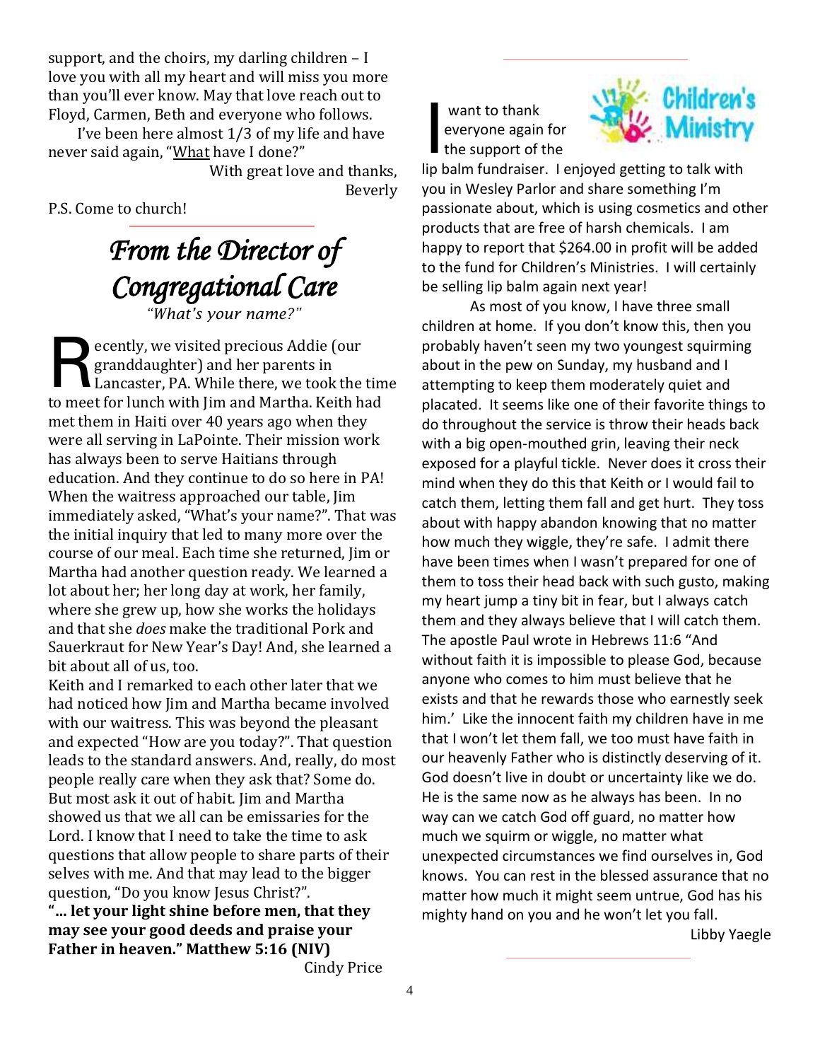support, and the choirs, my darling children – I love you with all my heart and will miss you more than you'll ever know. May that love reach out to Floyd, Carmen, Beth and everyone who follows.

I've been here almost 1/3 of my life and have never said again, "What have I done?"

With great love and thanks,
Beverly

P.S. Come to church!

# *From the Director of Congregational Care*

*"What's your name?"*

Recently, we visited precious Addie (our granddaughter) and her parents in Lancaster, PA. While there, we took the time to meet for lunch with Jim and Martha. Keith had met them in Haiti over 40 years ago when they were all serving in LaPointe. Their mission work has always been to serve Haitians through education. And they continue to do so here in PA! When the waitress approached our table, Jim immediately asked, "What's your name?". That was the initial inquiry that led to many more over the course of our meal. Each time she returned, Jim or Martha had another question ready. We learned a lot about her; her long day at work, her family, where she grew up, how she works the holidays and that she *does* make the traditional Pork and Sauerkraut for New Year's Day! And, she learned a bit about all of us, too.

Keith and I remarked to each other later that we had noticed how Jim and Martha became involved with our waitress. This was beyond the pleasant and expected "How are you today?". That question leads to the standard answers. And, really, do most people really care when they ask that? Some do. But most ask it out of habit. Jim and Martha showed us that we all can be emissaries for the Lord. I know that I need to take the time to ask questions that allow people to share parts of their selves with me. And that may lead to the bigger question, "Do you know Jesus Christ?".

**"... let your light shine before men, that they may see your good deeds and praise your Father in heaven." Matthew 5:16 (NIV)**

Cindy Price

## Children's Ministry

I want to thank everyone again for the support of the lip balm fundraiser. I enjoyed getting to talk with you in Wesley Parlor and share something I'm passionate about, which is using cosmetics and other products that are free of harsh chemicals. I am happy to report that $264.00 in profit will be added to the fund for Children's Ministries. I will certainly be selling lip balm again next year!

As most of you know, I have three small children at home. If you don't know this, then you probably haven't seen my two youngest squirming about in the pew on Sunday, my husband and I attempting to keep them moderately quiet and placated. It seems like one of their favorite things to do throughout the service is throw their heads back with a big open-mouthed grin, leaving their neck exposed for a playful tickle. Never does it cross their mind when they do this that Keith or I would fail to catch them, letting them fall and get hurt. They toss about with happy abandon knowing that no matter how much they wiggle, they're safe. I admit there have been times when I wasn't prepared for one of them to toss their head back with such gusto, making my heart jump a tiny bit in fear, but I always catch them and they always believe that I will catch them. The apostle Paul wrote in Hebrews 11:6 "And without faith it is impossible to please God, because anyone who comes to him must believe that he exists and that he rewards those who earnestly seek him.' Like the innocent faith my children have in me that I won't let them fall, we too must have faith in our heavenly Father who is distinctly deserving of it. God doesn't live in doubt or uncertainty like we do. He is the same now as he always has been. In no way can we catch God off guard, no matter how much we squirm or wiggle, no matter what unexpected circumstances we find ourselves in, God knows. You can rest in the blessed assurance that no matter how much it might seem untrue, God has his mighty hand on you and he won't let you fall.

Libby Yaegle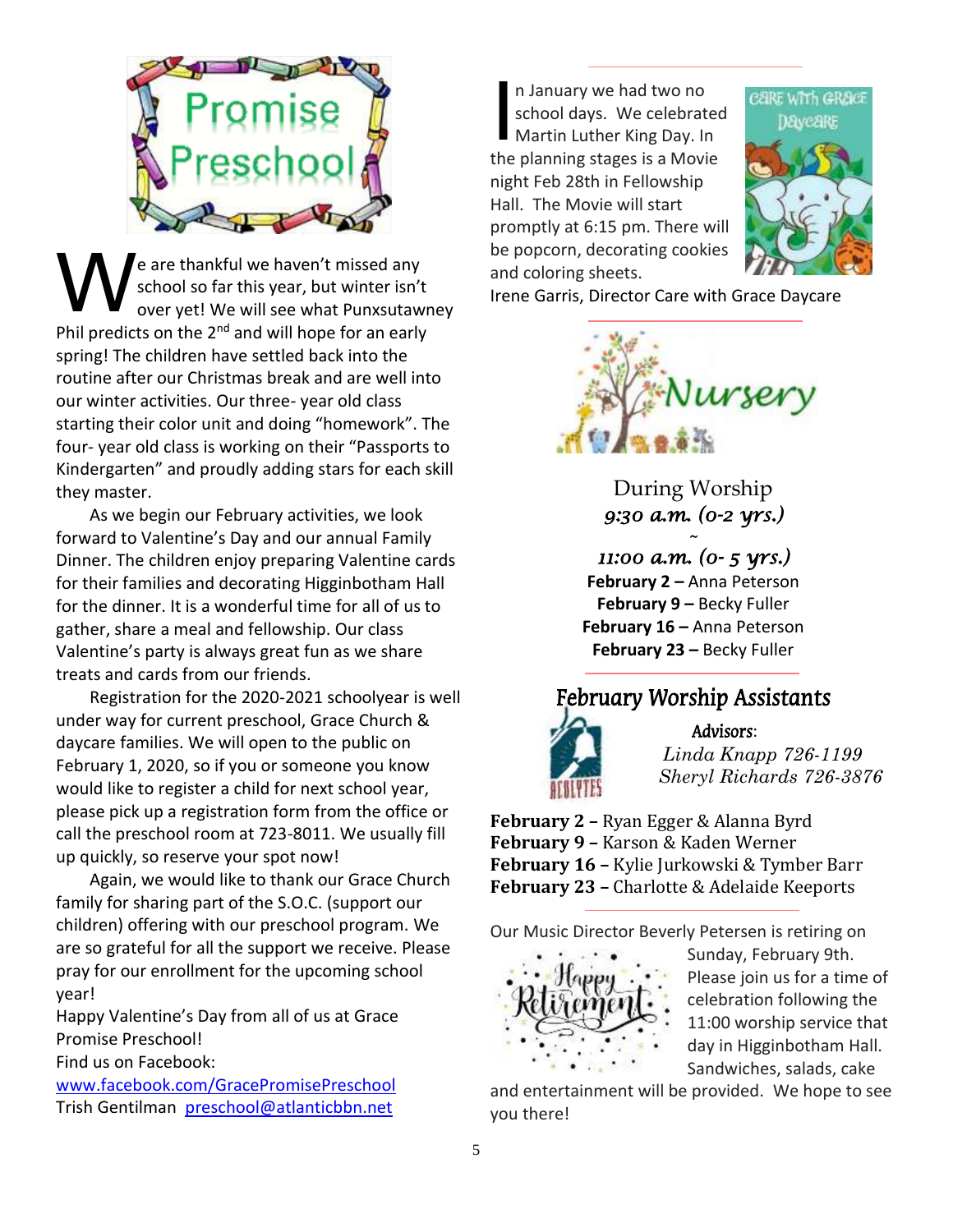# Promise Preschool

We are thankful we haven't missed any school so far this year, but winter isn't over yet! We will see what Punxsutawney Phil predicts on the 2nd and will hope for an early spring! The children have settled back into the routine after our Christmas break and are well into our winter activities. Our three- year old class starting their color unit and doing "homework". The four- year old class is working on their "Passports to Kindergarten" and proudly adding stars for each skill they master.

As we begin our February activities, we look forward to Valentine's Day and our annual Family Dinner. The children enjoy preparing Valentine cards for their families and decorating Higginbotham Hall for the dinner. It is a wonderful time for all of us to gather, share a meal and fellowship. Our class Valentine's party is always great fun as we share treats and cards from our friends.

Registration for the 2020-2021 schoolyear is well under way for current preschool, Grace Church & daycare families. We will open to the public on February 1, 2020, so if you or someone you know would like to register a child for next school year, please pick up a registration form from the office or call the preschool room at 723-8011. We usually fill up quickly, so reserve your spot now!

Again, we would like to thank our Grace Church family for sharing part of the S.O.C. (support our children) offering with our preschool program. We are so grateful for all the support we receive. Please pray for our enrollment for the upcoming school year!

Happy Valentine's Day from all of us at Grace Promise Preschool!

Find us on Facebook:
www.facebook.com/GracePromisePreschool

Trish Gentilman preschool@atlanticbbn.net

## Care with Grace Daycare

In January we had two no school days. We celebrated Martin Luther King Day. In the planning stages is a Movie night Feb 28th in Fellowship Hall. The Movie will start promptly at 6:15 pm. There will be popcorn, decorating cookies and coloring sheets.

Irene Garris, Director Care with Grace Daycare

## Nursery

During Worship
*9:30 a.m. (0-2 yrs.)*
~
*11:00 a.m. (0- 5 yrs.)*

**February 2 –** Anna Peterson
**February 9 –** Becky Fuller
**February 16 –** Anna Peterson
**February 23 –** Becky Fuller

## February Worship Assistants

**Acolytes**

**Advisors:**
*Linda Knapp 726-1199*
*Sheryl Richards 726-3876*

**February 2 –** Ryan Egger & Alanna Byrd
**February 9 –** Karson & Kaden Werner
**February 16 –** Kylie Jurkowski & Tymber Barr
**February 23 –** Charlotte & Adelaide Keeports

Our Music Director Beverly Petersen is retiring on Sunday, February 9th. Please join us for a time of celebration following the 11:00 worship service that day in Higginbotham Hall. Sandwiches, salads, cake and entertainment will be provided. We hope to see you there!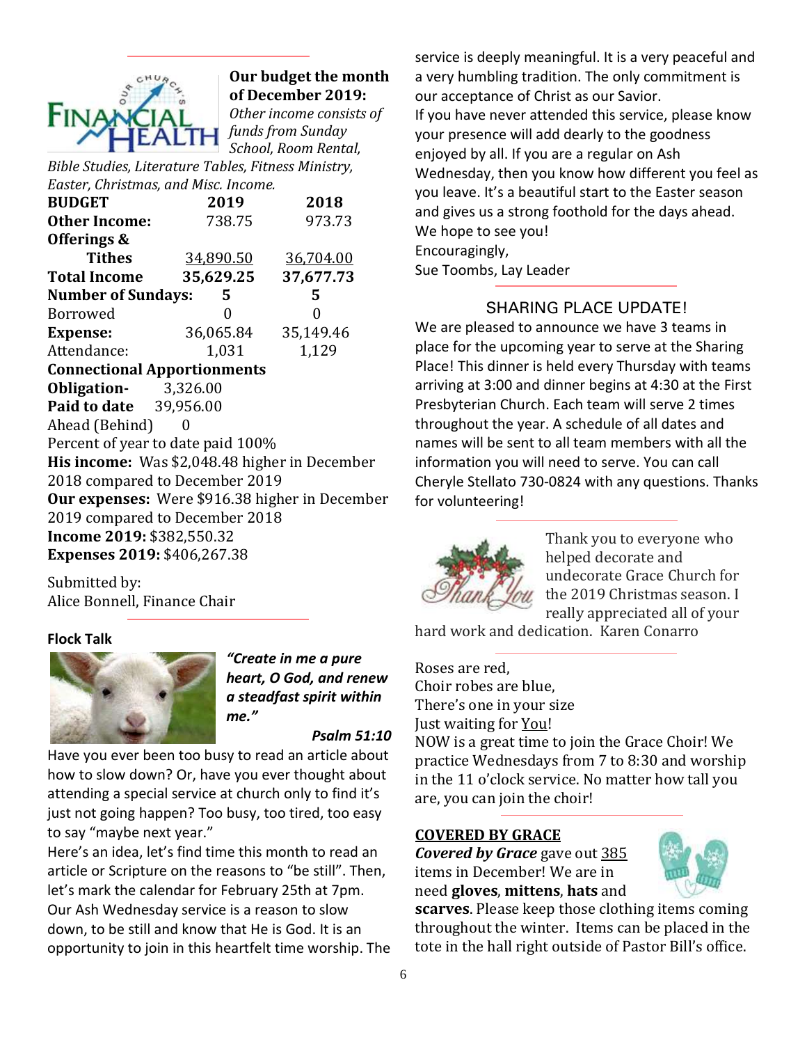**Our budget the month of December 2019:**
*Other income consists of funds from Sunday School, Room Rental, Bible Studies, Literature Tables, Fitness Ministry, Easter, Christmas, and Misc. Income.*

| **BUDGET** | **2019** | **2018** |
|---|---|---|
| **Other Income:** | 738.75 | 973.73 |
| **Offerings & Tithes** | 34,890.50 | 36,704.00 |
| **Total Income** | **35,629.25** | **37,677.73** |
| **Number of Sundays:** | **5** | **5** |
| Borrowed | 0 | 0 |
| **Expense:** | 36,065.84 | 35,149.46 |
| Attendance: | 1,031 | 1,129 |

**Connectional Apportionments**
**Obligation-** 3,326.00
**Paid to date** 39,956.00
Ahead (Behind) 0
Percent of year to date paid 100%
**His income:** Was $2,048.48 higher in December 2018 compared to December 2019
**Our expenses:** Were $916.38 higher in December 2019 compared to December 2018
**Income 2019:** $382,550.32
**Expenses 2019:** $406,267.38

Submitted by:
Alice Bonnell, Finance Chair

**Flock Talk**

***"Create in me a pure heart, O God, and renew a steadfast spirit within me."***
***Psalm 51:10***

Have you ever been too busy to read an article about how to slow down? Or, have you ever thought about attending a special service at church only to find it's just not going happen? Too busy, too tired, too easy to say "maybe next year."

Here's an idea, let's find time this month to read an article or Scripture on the reasons to "be still". Then, let's mark the calendar for February 25th at 7pm. Our Ash Wednesday service is a reason to slow down, to be still and know that He is God. It is an opportunity to join in this heartfelt time worship. The service is deeply meaningful. It is a very peaceful and a very humbling tradition. The only commitment is our acceptance of Christ as our Savior.

If you have never attended this service, please know your presence will add dearly to the goodness enjoyed by all. If you are a regular on Ash Wednesday, then you know how different you feel as you leave. It's a beautiful start to the Easter season and gives us a strong foothold for the days ahead.
We hope to see you!
Encouragingly,
Sue Toombs, Lay Leader

## SHARING PLACE UPDATE!

We are pleased to announce we have 3 teams in place for the upcoming year to serve at the Sharing Place! This dinner is held every Thursday with teams arriving at 3:00 and dinner begins at 4:30 at the First Presbyterian Church. Each team will serve 2 times throughout the year. A schedule of all dates and names will be sent to all team members with all the information you will need to serve. You can call Cheryle Stellato 730-0824 with any questions. Thanks for volunteering!

Thank you to everyone who helped decorate and undecorate Grace Church for the 2019 Christmas season. I really appreciated all of your hard work and dedication. Karen Conarro

Roses are red,
Choir robes are blue,
There's one in your size
Just waiting for You!
NOW is a great time to join the Grace Choir! We practice Wednesdays from 7 to 8:30 and worship in the 11 o'clock service. No matter how tall you are, you can join the choir!

**COVERED BY GRACE**

***Covered by Grace*** gave out 385 items in December! We are in need **gloves**, **mittens**, **hats** and **scarves**. Please keep those clothing items coming throughout the winter. Items can be placed in the tote in the hall right outside of Pastor Bill's office.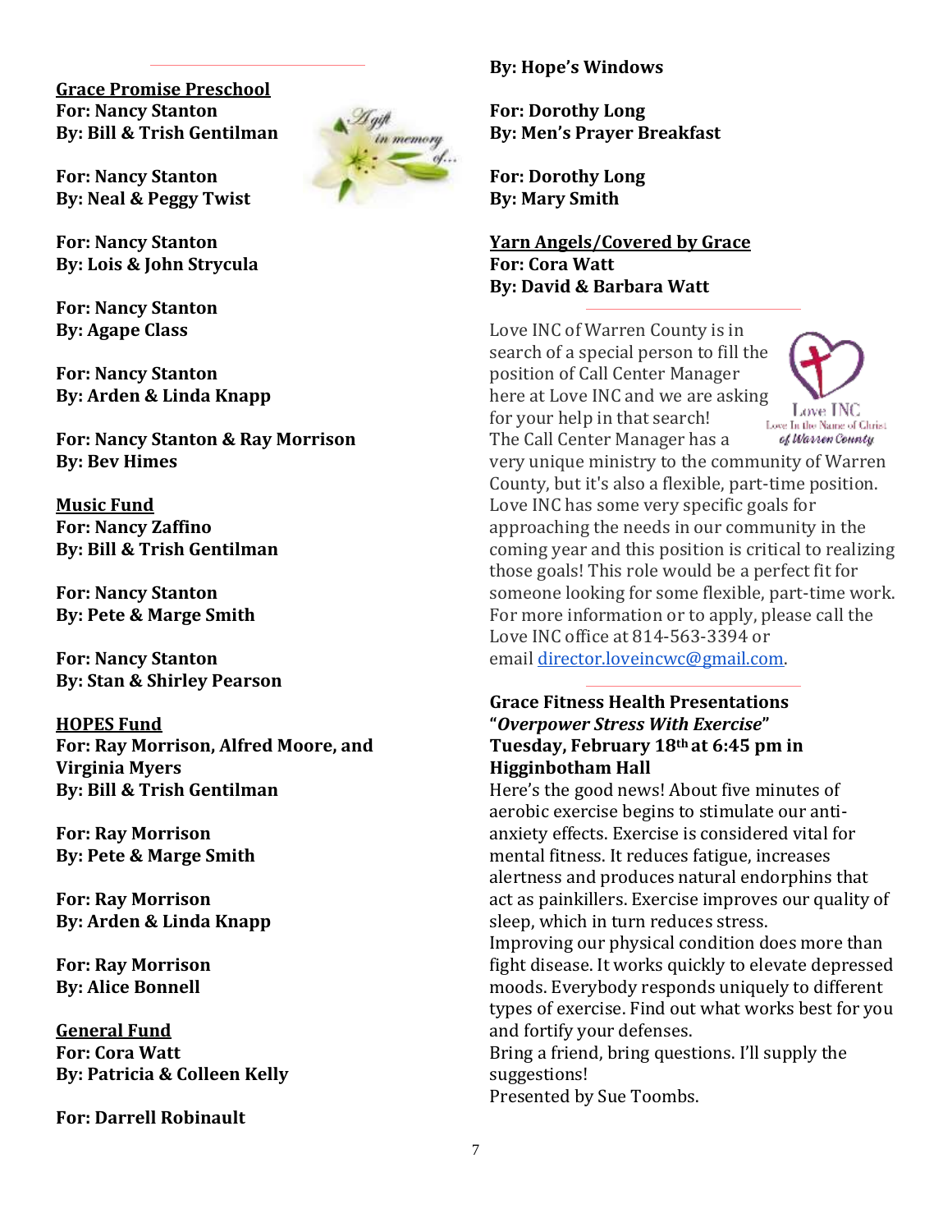**<u>Grace Promise Preschool</u>**
**For: Nancy Stanton**
**By: Bill & Trish Gentilman**

**For: Nancy Stanton**
**By: Neal & Peggy Twist**

**For: Nancy Stanton**
**By: Lois & John Strycula**

**For: Nancy Stanton**
**By: Agape Class**

**For: Nancy Stanton**
**By: Arden & Linda Knapp**

**For: Nancy Stanton & Ray Morrison**
**By: Bev Himes**

**<u>Music Fund</u>**
**For: Nancy Zaffino**
**By: Bill & Trish Gentilman**

**For: Nancy Stanton**
**By: Pete & Marge Smith**

**For: Nancy Stanton**
**By: Stan & Shirley Pearson**

**<u>HOPES Fund</u>**
**For: Ray Morrison, Alfred Moore, and Virginia Myers**
**By: Bill & Trish Gentilman**

**For: Ray Morrison**
**By: Pete & Marge Smith**

**For: Ray Morrison**
**By: Arden & Linda Knapp**

**For: Ray Morrison**
**By: Alice Bonnell**

**<u>General Fund</u>**
**For: Cora Watt**
**By: Patricia & Colleen Kelly**

**For: Darrell Robinault**
**By: Hope's Windows**

**For: Dorothy Long**
**By: Men's Prayer Breakfast**

**For: Dorothy Long**
**By: Mary Smith**

**<u>Yarn Angels/Covered by Grace</u>**
**For: Cora Watt**
**By: David & Barbara Watt**

---

Love INC of Warren County is in search of a special person to fill the position of Call Center Manager here at Love INC and we are asking for your help in that search! The Call Center Manager has a very unique ministry to the community of Warren County, but it's also a flexible, part-time position. Love INC has some very specific goals for approaching the needs in our community in the coming year and this position is critical to realizing those goals! This role would be a perfect fit for someone looking for some flexible, part-time work. For more information or to apply, please call the Love INC office at 814-563-3394 or email director.loveincwc@gmail.com.

---

**Grace Fitness Health Presentations**
**"*Overpower Stress With Exercise*"**
**Tuesday, February 18th at 6:45 pm in Higginbotham Hall**

Here's the good news! About five minutes of aerobic exercise begins to stimulate our anti-anxiety effects. Exercise is considered vital for mental fitness. It reduces fatigue, increases alertness and produces natural endorphins that act as painkillers. Exercise improves our quality of sleep, which in turn reduces stress.
Improving our physical condition does more than fight disease. It works quickly to elevate depressed moods. Everybody responds uniquely to different types of exercise. Find out what works best for you and fortify your defenses.
Bring a friend, bring questions. I'll supply the suggestions!
Presented by Sue Toombs.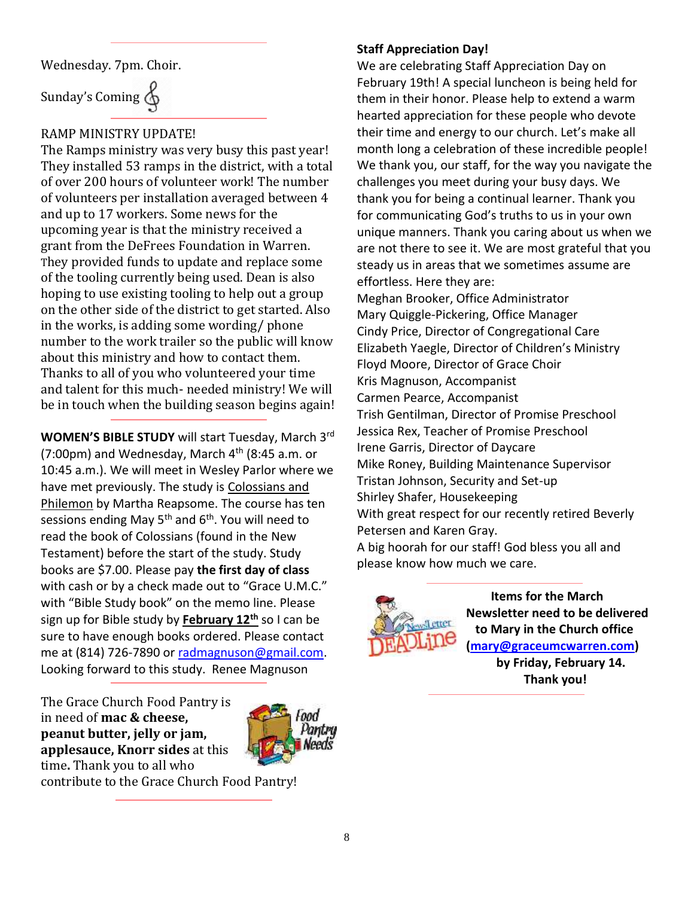Wednesday. 7pm. Choir.

Sunday's Coming

RAMP MINISTRY UPDATE!

The Ramps ministry was very busy this past year! They installed 53 ramps in the district, with a total of over 200 hours of volunteer work! The number of volunteers per installation averaged between 4 and up to 17 workers. Some news for the upcoming year is that the ministry received a grant from the DeFrees Foundation in Warren. They provided funds to update and replace some of the tooling currently being used. Dean is also hoping to use existing tooling to help out a group on the other side of the district to get started. Also in the works, is adding some wording/ phone number to the work trailer so the public will know about this ministry and how to contact them. Thanks to all of you who volunteered your time and talent for this much- needed ministry! We will be in touch when the building season begins again!

**WOMEN'S BIBLE STUDY** will start Tuesday, March 3rd (7:00pm) and Wednesday, March 4th (8:45 a.m. or 10:45 a.m.). We will meet in Wesley Parlor where we have met previously. The study is Colossians and Philemon by Martha Reapsome. The course has ten sessions ending May 5th and 6th. You will need to read the book of Colossians (found in the New Testament) before the start of the study. Study books are $7.00. Please pay **the first day of class** with cash or by a check made out to "Grace U.M.C." with "Bible Study book" on the memo line. Please sign up for Bible study by **February 12th** so I can be sure to have enough books ordered. Please contact me at (814) 726-7890 or radmagnuson@gmail.com. Looking forward to this study. Renee Magnuson

The Grace Church Food Pantry is in need of **mac & cheese, peanut butter, jelly or jam, applesauce, Knorr sides** at this time**.** Thank you to all who contribute to the Grace Church Food Pantry!

**Staff Appreciation Day!**

We are celebrating Staff Appreciation Day on February 19th! A special luncheon is being held for them in their honor. Please help to extend a warm hearted appreciation for these people who devote their time and energy to our church. Let's make all month long a celebration of these incredible people! We thank you, our staff, for the way you navigate the challenges you meet during your busy days. We thank you for being a continual learner. Thank you for communicating God's truths to us in your own unique manners. Thank you caring about us when we are not there to see it. We are most grateful that you steady us in areas that we sometimes assume are effortless. Here they are:

Meghan Brooker, Office Administrator
Mary Quiggle-Pickering, Office Manager
Cindy Price, Director of Congregational Care
Elizabeth Yaegle, Director of Children's Ministry
Floyd Moore, Director of Grace Choir
Kris Magnuson, Accompanist
Carmen Pearce, Accompanist
Trish Gentilman, Director of Promise Preschool
Jessica Rex, Teacher of Promise Preschool
Irene Garris, Director of Daycare
Mike Roney, Building Maintenance Supervisor
Tristan Johnson, Security and Set-up
Shirley Shafer, Housekeeping
With great respect for our recently retired Beverly Petersen and Karen Gray.
A big hoorah for our staff! God bless you all and please know how much we care.

**Items for the March Newsletter need to be delivered to Mary in the Church office (mary@graceumcwarren.com) by Friday, February 14. Thank you!**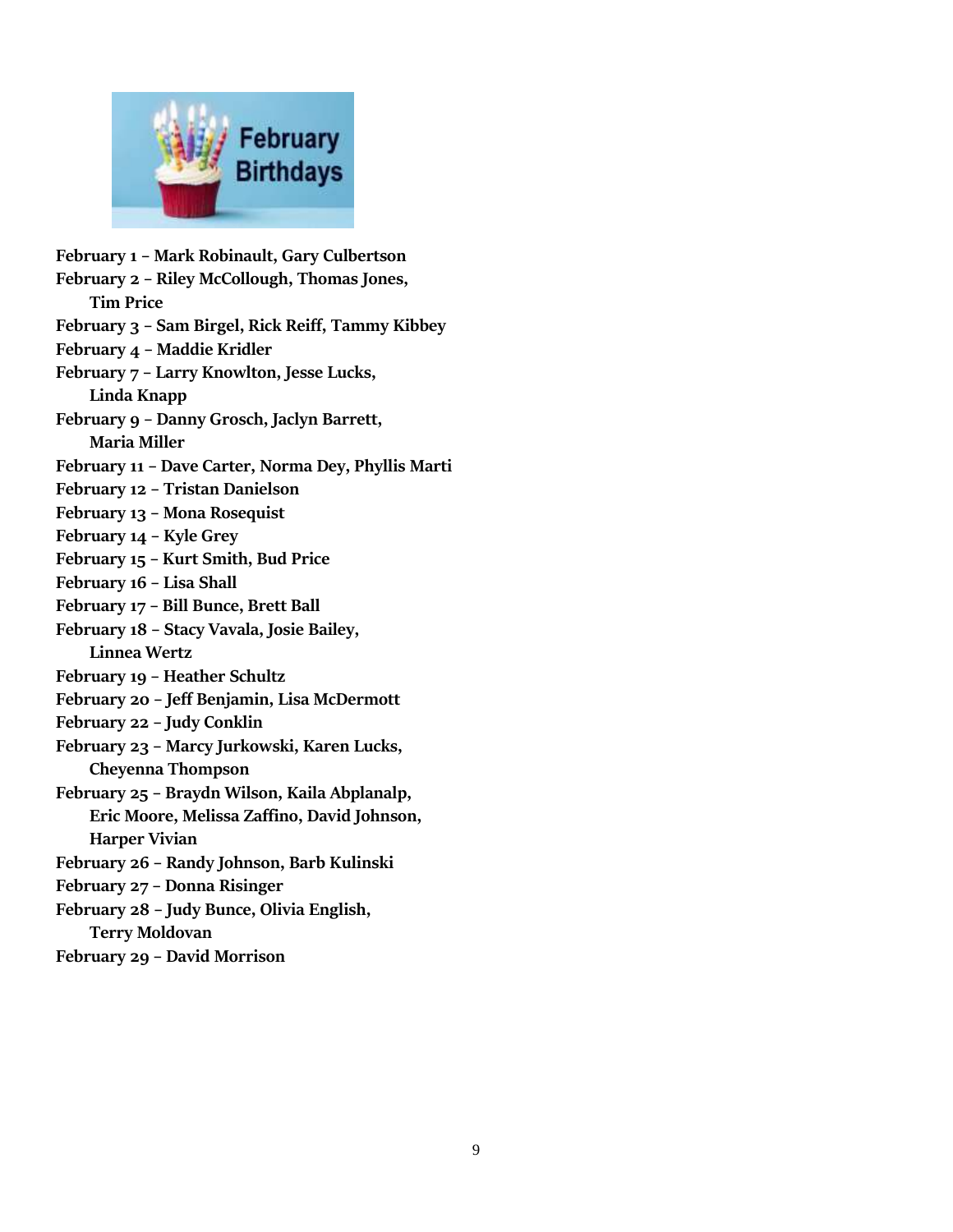# February Birthdays

**February 1 – Mark Robinault, Gary Culbertson**
**February 2 – Riley McCollough, Thomas Jones, Tim Price**
**February 3 – Sam Birgel, Rick Reiff, Tammy Kibbey**
**February 4 – Maddie Kridler**
**February 7 – Larry Knowlton, Jesse Lucks, Linda Knapp**
**February 9 – Danny Grosch, Jaclyn Barrett, Maria Miller**
**February 11 – Dave Carter, Norma Dey, Phyllis Marti**
**February 12 – Tristan Danielson**
**February 13 – Mona Rosequist**
**February 14 – Kyle Grey**
**February 15 – Kurt Smith, Bud Price**
**February 16 – Lisa Shall**
**February 17 – Bill Bunce, Brett Ball**
**February 18 – Stacy Vavala, Josie Bailey, Linnea Wertz**
**February 19 – Heather Schultz**
**February 20 – Jeff Benjamin, Lisa McDermott**
**February 22 – Judy Conklin**
**February 23 – Marcy Jurkowski, Karen Lucks, Cheyenna Thompson**
**February 25 – Braydn Wilson, Kaila Abplanalp, Eric Moore, Melissa Zaffino, David Johnson, Harper Vivian**
**February 26 – Randy Johnson, Barb Kulinski**
**February 27 – Donna Risinger**
**February 28 – Judy Bunce, Olivia English, Terry Moldovan**
**February 29 – David Morrison**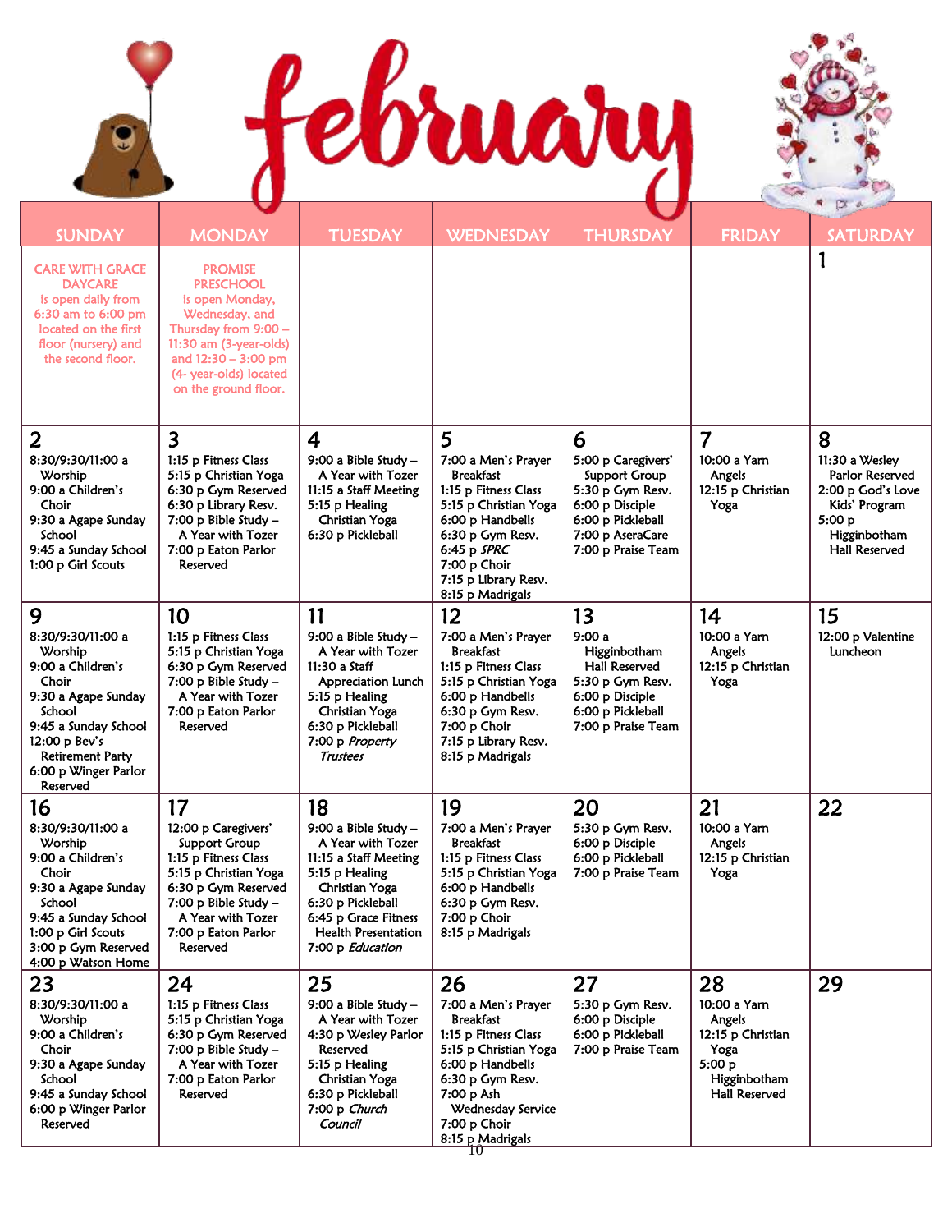# february

| SUNDAY | MONDAY | TUESDAY | WEDNESDAY | THURSDAY | FRIDAY | SATURDAY |
|---|---|---|---|---|---|---|
| CARE WITH GRACE DAYCARE is open daily from 6:30 am to 6:00 pm located on the first floor (nursery) and the second floor. | PROMISE PRESCHOOL is open Monday, Wednesday, and Thursday from 9:00 – 11:30 am (3-year-olds) and 12:30 – 3:00 pm (4- year-olds) located on the ground floor. | | | | | **1** |
| **2**<br>8:30/9:30/11:00 a Worship<br>9:00 a Children's Choir<br>9:30 a Agape Sunday School<br>9:45 a Sunday School<br>1:00 p Girl Scouts | **3**<br>1:15 p Fitness Class<br>5:15 p Christian Yoga<br>6:30 p Gym Reserved<br>6:30 p Library Resv.<br>7:00 p Bible Study – A Year with Tozer<br>7:00 p Eaton Parlor Reserved | **4**<br>9:00 a Bible Study – A Year with Tozer<br>11:15 a Staff Meeting<br>5:15 p Healing Christian Yoga<br>6:30 p Pickleball | **5**<br>7:00 a Men's Prayer Breakfast<br>1:15 p Fitness Class<br>5:15 p Christian Yoga<br>6:00 p Handbells<br>6:30 p Gym Resv.<br>6:45 p *SPRC*<br>7:00 p Choir<br>7:15 p Library Resv.<br>8:15 p Madrigals | **6**<br>5:00 p Caregivers' Support Group<br>5:30 p Gym Resv.<br>6:00 p Disciple<br>6:00 p Pickleball<br>7:00 p AseraCare<br>7:00 p Praise Team | **7**<br>10:00 a Yarn Angels<br>12:15 p Christian Yoga | **8**<br>11:30 a Wesley Parlor Reserved<br>2:00 p God's Love Kids' Program<br>5:00 p Higginbotham Hall Reserved |
| **9**<br>8:30/9:30/11:00 a Worship<br>9:00 a Children's Choir<br>9:30 a Agape Sunday School<br>9:45 a Sunday School<br>12:00 p Bev's Retirement Party<br>6:00 p Winger Parlor Reserved | **10**<br>1:15 p Fitness Class<br>5:15 p Christian Yoga<br>6:30 p Gym Reserved<br>7:00 p Bible Study – A Year with Tozer<br>7:00 p Eaton Parlor Reserved | **11**<br>9:00 a Bible Study – A Year with Tozer<br>11:30 a Staff Appreciation Lunch<br>5:15 p Healing Christian Yoga<br>6:30 p Pickleball<br>7:00 p *Property Trustees* | **12**<br>7:00 a Men's Prayer Breakfast<br>1:15 p Fitness Class<br>5:15 p Christian Yoga<br>6:00 p Handbells<br>6:30 p Gym Resv.<br>7:00 p Choir<br>7:15 p Library Resv.<br>8:15 p Madrigals | **13**<br>9:00 a Higginbotham Hall Reserved<br>5:30 p Gym Resv.<br>6:00 p Disciple<br>6:00 p Pickleball<br>7:00 p Praise Team | **14**<br>10:00 a Yarn Angels<br>12:15 p Christian Yoga | **15**<br>12:00 p Valentine Luncheon |
| **16**<br>8:30/9:30/11:00 a Worship<br>9:00 a Children's Choir<br>9:30 a Agape Sunday School<br>9:45 a Sunday School<br>1:00 p Girl Scouts<br>3:00 p Gym Reserved<br>4:00 p Watson Home | **17**<br>12:00 p Caregivers' Support Group<br>1:15 p Fitness Class<br>5:15 p Christian Yoga<br>6:30 p Gym Reserved<br>7:00 p Bible Study – A Year with Tozer<br>7:00 p Eaton Parlor Reserved | **18**<br>9:00 a Bible Study – A Year with Tozer<br>11:15 a Staff Meeting<br>5:15 p Healing Christian Yoga<br>6:30 p Pickleball<br>6:45 p Grace Fitness Health Presentation<br>7:00 p *Education* | **19**<br>7:00 a Men's Prayer Breakfast<br>1:15 p Fitness Class<br>5:15 p Christian Yoga<br>6:00 p Handbells<br>6:30 p Gym Resv.<br>7:00 p Choir<br>8:15 p Madrigals | **20**<br>5:30 p Gym Resv.<br>6:00 p Disciple<br>6:00 p Pickleball<br>7:00 p Praise Team | **21**<br>10:00 a Yarn Angels<br>12:15 p Christian Yoga | **22** |
| **23**<br>8:30/9:30/11:00 a Worship<br>9:00 a Children's Choir<br>9:30 a Agape Sunday School<br>9:45 a Sunday School<br>6:00 p Winger Parlor Reserved | **24**<br>1:15 p Fitness Class<br>5:15 p Christian Yoga<br>6:30 p Gym Reserved<br>7:00 p Bible Study – A Year with Tozer<br>7:00 p Eaton Parlor Reserved | **25**<br>9:00 a Bible Study – A Year with Tozer<br>4:30 p Wesley Parlor Reserved<br>5:15 p Healing Christian Yoga<br>6:30 p Pickleball<br>7:00 p *Church Council* | **26**<br>7:00 a Men's Prayer Breakfast<br>1:15 p Fitness Class<br>5:15 p Christian Yoga<br>6:00 p Handbells<br>6:30 p Gym Resv.<br>7:00 p Ash Wednesday Service<br>7:00 p Choir<br>8:15 p Madrigals | **27**<br>5:30 p Gym Resv.<br>6:00 p Disciple<br>6:00 p Pickleball<br>7:00 p Praise Team | **28**<br>10:00 a Yarn Angels<br>12:15 p Christian Yoga<br>5:00 p Higginbotham Hall Reserved | **29** |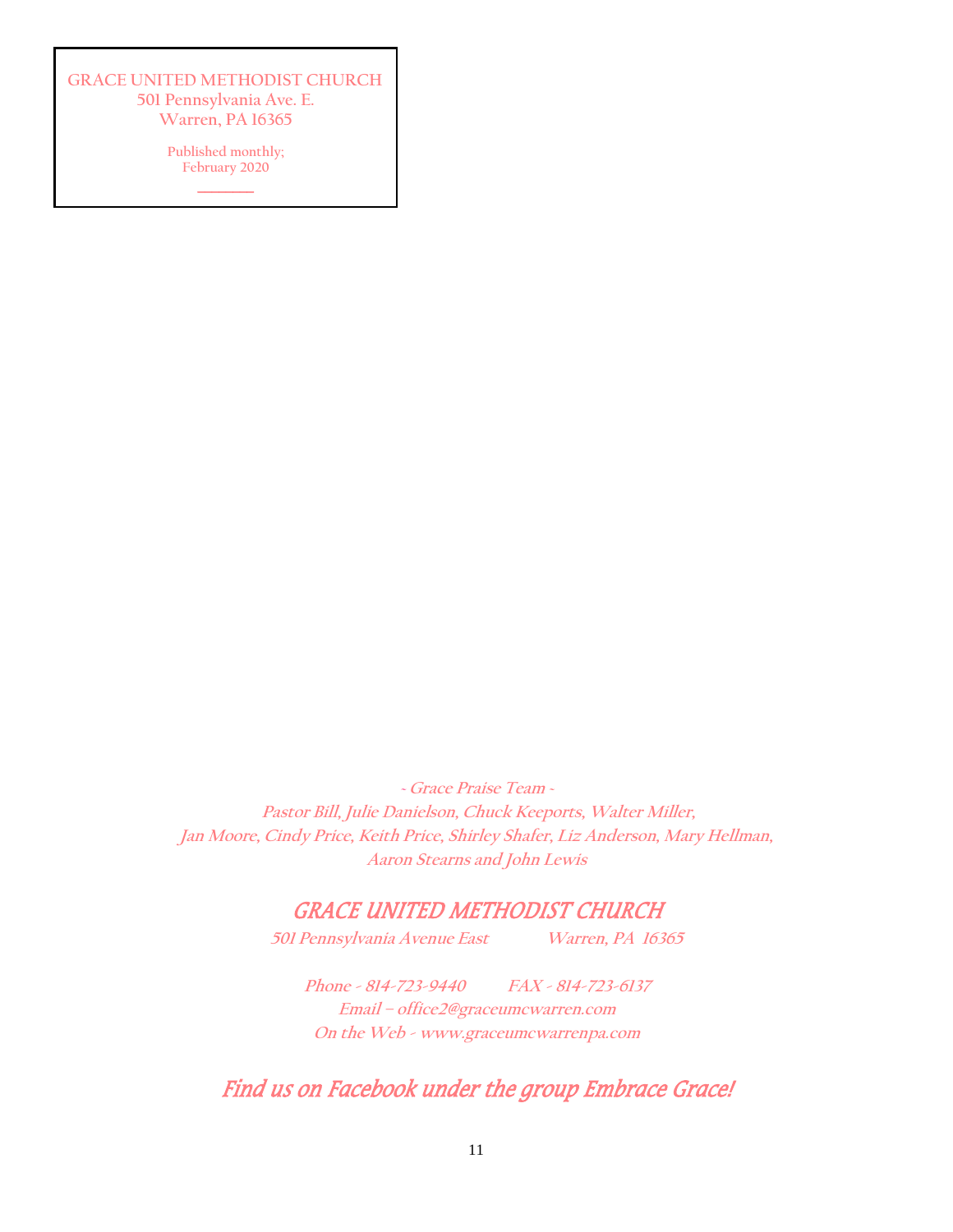GRACE UNITED METHODIST CHURCH
501 Pennsylvania Ave. E.
Warren, PA 16365

Published monthly;
February 2020

*~ Grace Praise Team ~*

*Pastor Bill, Julie Danielson, Chuck Keeports, Walter Miller, Jan Moore, Cindy Price, Keith Price, Shirley Shafer, Liz Anderson, Mary Hellman, Aaron Stearns and John Lewis*

## *GRACE UNITED METHODIST CHURCH*

*501 Pennsylvania Avenue East　　Warren, PA 16365*

*Phone - 814-723-9440　　FAX - 814-723-6137*
*Email – office2@graceumcwarren.com*
*On the Web - www.graceumcwarrenpa.com*

*Find us on Facebook under the group Embrace Grace!*